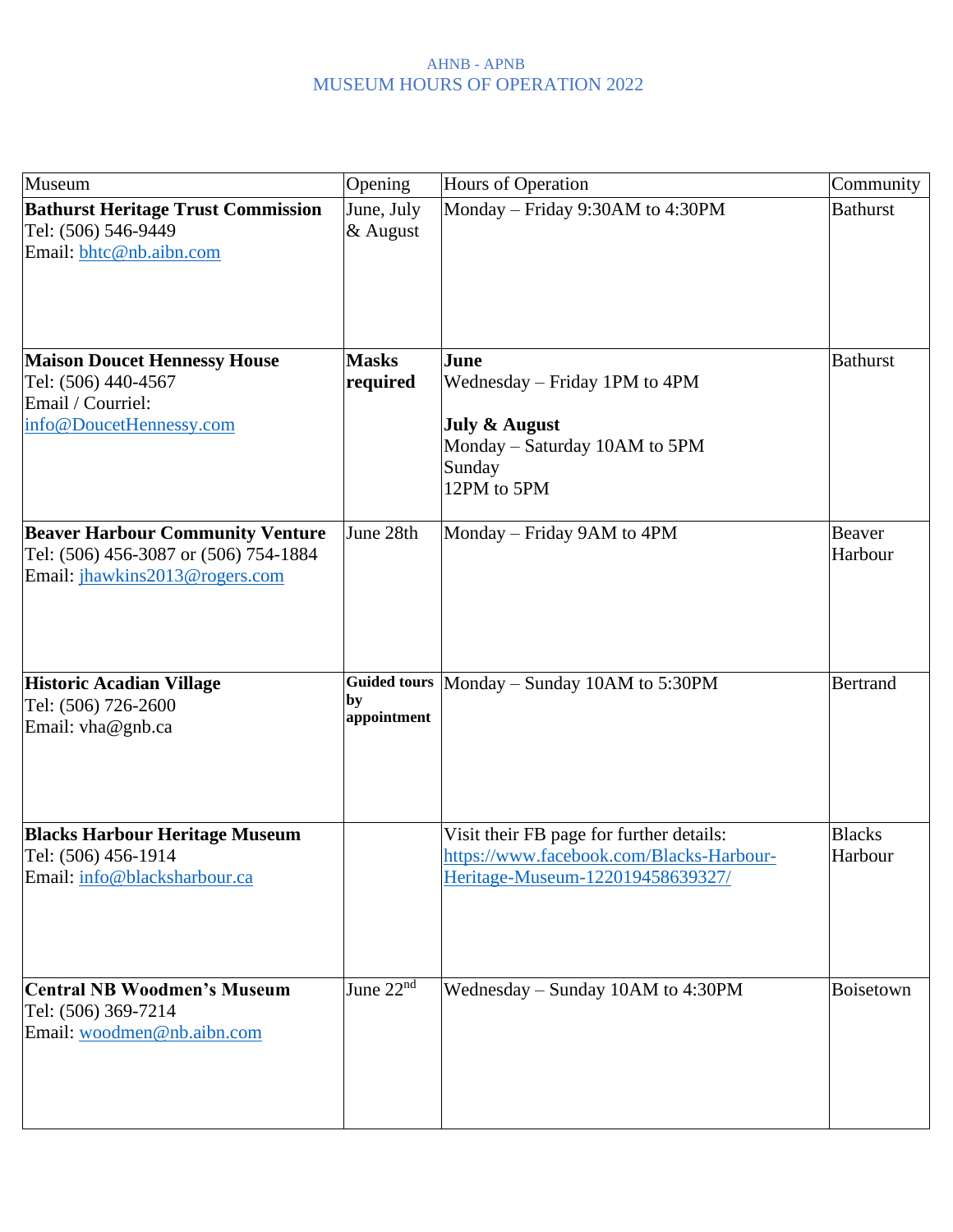AHNB - APNB

# MUSEUM HOURS OF OPERATION 2022

| Museum | Opening | Hours of Operation | Community |
|---|---|---|---|
| **Bathurst Heritage Trust Commission**<br>Tel: (506) 546-9449<br>Email: bhtc@nb.aibn.com | June, July & August | Monday – Friday 9:30AM to 4:30PM | Bathurst |
| **Maison Doucet Hennessy House**<br>Tel: (506) 440-4567<br>Email / Courriel: info@DoucetHennessy.com | **Masks required** | **June**<br>Wednesday – Friday 1PM to 4PM<br><br>**July & August**<br>Monday – Saturday 10AM to 5PM<br>Sunday<br>12PM to 5PM | Bathurst |
| **Beaver Harbour Community Venture**<br>Tel: (506) 456-3087 or (506) 754-1884<br>Email: jhawkins2013@rogers.com | June 28th | Monday – Friday 9AM to 4PM | Beaver Harbour |
| **Historic Acadian Village**<br>Tel: (506) 726-2600<br>Email: vha@gnb.ca | **Guided tours by appointment** | Monday – Sunday 10AM to 5:30PM | Bertrand |
| **Blacks Harbour Heritage Museum**<br>Tel: (506) 456-1914<br>Email: info@blacksharbour.ca | | Visit their FB page for further details: https://www.facebook.com/Blacks-Harbour-Heritage-Museum-122019458639327/ | Blacks Harbour |
| **Central NB Woodmen's Museum**<br>Tel: (506) 369-7214<br>Email: woodmen@nb.aibn.com | June 22nd | Wednesday – Sunday 10AM to 4:30PM | Boisetown |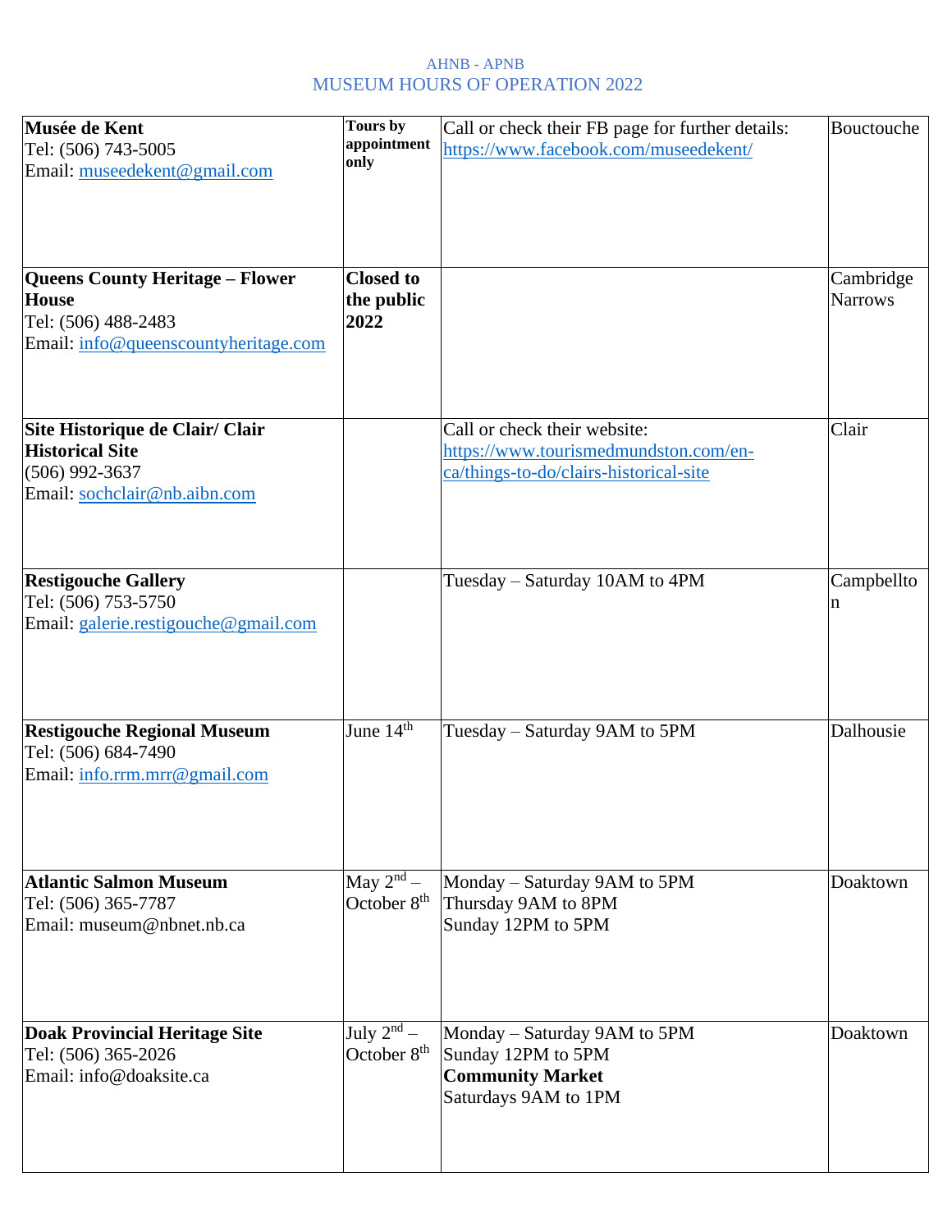AHNB - APNB

MUSEUM HOURS OF OPERATION 2022

| | | | |
|---|---|---|---|
| **Musée de Kent**<br>Tel: (506) 743-5005<br>Email: museedekent@gmail.com | **Tours by appointment only** | Call or check their FB page for further details: https://www.facebook.com/museedekent/ | Bouctouche |
| **Queens County Heritage – Flower House**<br>Tel: (506) 488-2483<br>Email: info@queenscountyheritage.com | **Closed to the public 2022** | | Cambridge Narrows |
| **Site Historique de Clair/ Clair Historical Site**<br>(506) 992-3637<br>Email: sochclair@nb.aibn.com | | Call or check their website: https://www.tourismedmundston.com/en-ca/things-to-do/clairs-historical-site | Clair |
| **Restigouche Gallery**<br>Tel: (506) 753-5750<br>Email: galerie.restigouche@gmail.com | | Tuesday – Saturday 10AM to 4PM | Campbellton |
| **Restigouche Regional Museum**<br>Tel: (506) 684-7490<br>Email: info.rrm.mrr@gmail.com | June 14th | Tuesday – Saturday 9AM to 5PM | Dalhousie |
| **Atlantic Salmon Museum**<br>Tel: (506) 365-7787<br>Email: museum@nbnet.nb.ca | May 2nd – October 8th | Monday – Saturday 9AM to 5PM<br>Thursday 9AM to 8PM<br>Sunday 12PM to 5PM | Doaktown |
| **Doak Provincial Heritage Site**<br>Tel: (506) 365-2026<br>Email: info@doaksite.ca | July 2nd – October 8th | Monday – Saturday 9AM to 5PM<br>Sunday 12PM to 5PM<br>**Community Market**<br>Saturdays 9AM to 1PM | Doaktown |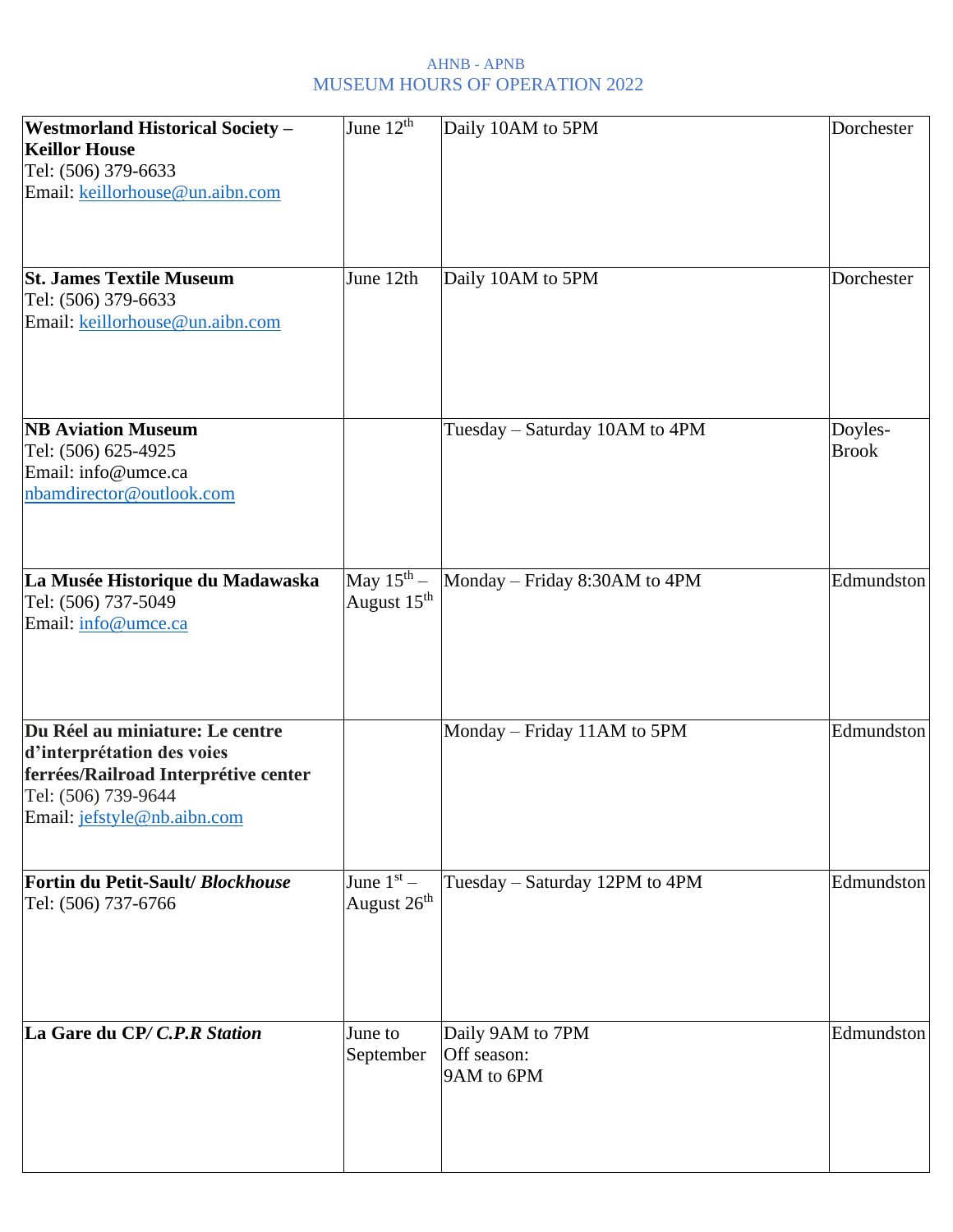AHNB - APNB

MUSEUM HOURS OF OPERATION 2022

| | | | |
|---|---|---|---|
| **Westmorland Historical Society – Keillor House**<br>Tel: (506) 379-6633<br>Email: keillorhouse@un.aibn.com | June 12th | Daily 10AM to 5PM | Dorchester |
| **St. James Textile Museum**<br>Tel: (506) 379-6633<br>Email: keillorhouse@un.aibn.com | June 12th | Daily 10AM to 5PM | Dorchester |
| **NB Aviation Museum**<br>Tel: (506) 625-4925<br>Email: info@umce.ca<br>nbamdirector@outlook.com | | Tuesday – Saturday 10AM to 4PM | Doyles-Brook |
| **La Musée Historique du Madawaska**<br>Tel: (506) 737-5049<br>Email: info@umce.ca | May 15th – August 15th | Monday – Friday 8:30AM to 4PM | Edmundston |
| **Du Réel au miniature: Le centre d'interprétation des voies ferrées/Railroad Interprétive center**<br>Tel: (506) 739-9644<br>Email: jefstyle@nb.aibn.com | | Monday – Friday 11AM to 5PM | Edmundston |
| **Fortin du Petit-Sault/ *Blockhouse***<br>Tel: (506) 737-6766 | June 1st – August 26th | Tuesday – Saturday 12PM to 4PM | Edmundston |
| **La Gare du CP/ *C.P.R Station*** | June to September | Daily 9AM to 7PM<br>Off season:<br>9AM to 6PM | Edmundston |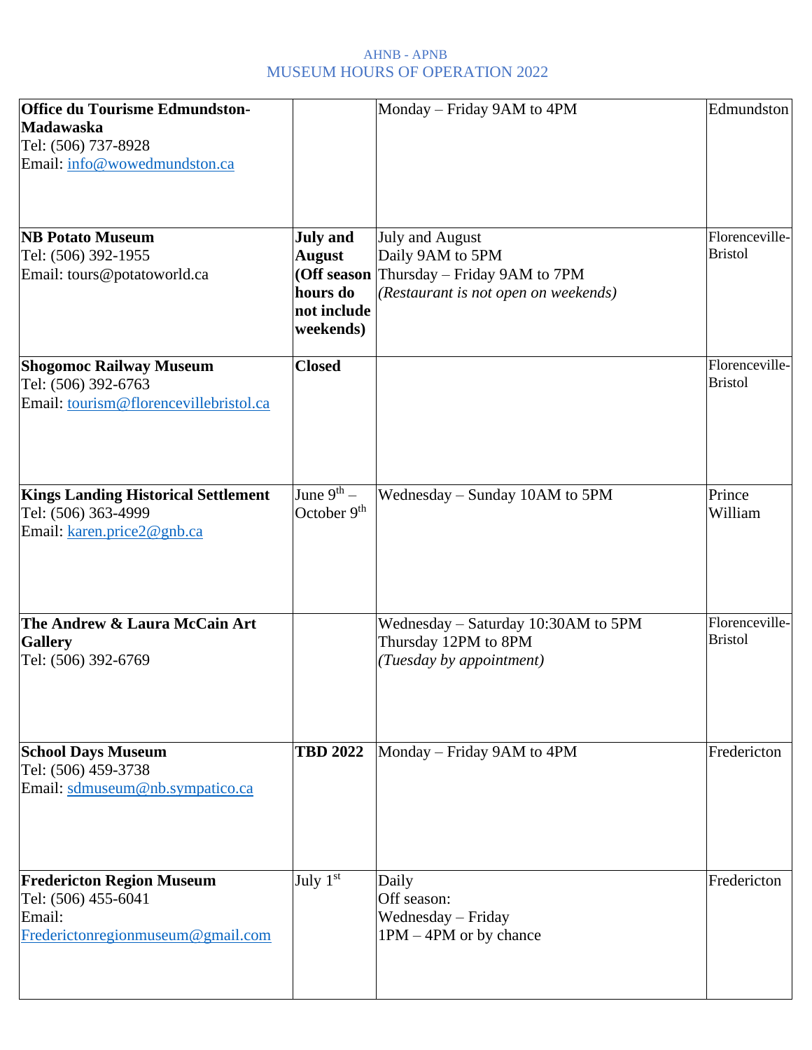AHNB - APNB

MUSEUM HOURS OF OPERATION 2022

| | | | |
|---|---|---|---|
| **Office du Tourisme Edmundston-Madawaska**<br>Tel: (506) 737-8928<br>Email: info@wowedmundston.ca | | Monday – Friday 9AM to 4PM | Edmundston |
| **NB Potato Museum**<br>Tel: (506) 392-1955<br>Email: tours@potatoworld.ca | **July and August (Off season hours do not include weekends)** | July and August<br>Daily 9AM to 5PM<br>Thursday – Friday 9AM to 7PM<br>*(Restaurant is not open on weekends)* | Florenceville-Bristol |
| **Shogomoc Railway Museum**<br>Tel: (506) 392-6763<br>Email: tourism@florencevillebristol.ca | **Closed** | | Florenceville-Bristol |
| **Kings Landing Historical Settlement**<br>Tel: (506) 363-4999<br>Email: karen.price2@gnb.ca | June 9th – October 9th | Wednesday – Sunday 10AM to 5PM | Prince William |
| **The Andrew & Laura McCain Art Gallery**<br>Tel: (506) 392-6769 | | Wednesday – Saturday 10:30AM to 5PM<br>Thursday 12PM to 8PM<br>*(Tuesday by appointment)* | Florenceville-Bristol |
| **School Days Museum**<br>Tel: (506) 459-3738<br>Email: sdmuseum@nb.sympatico.ca | **TBD 2022** | Monday – Friday 9AM to 4PM | Fredericton |
| **Fredericton Region Museum**<br>Tel: (506) 455-6041<br>Email: Frederictonregionmuseum@gmail.com | July 1st | Daily<br>Off season:<br>Wednesday – Friday<br>1PM – 4PM or by chance | Fredericton |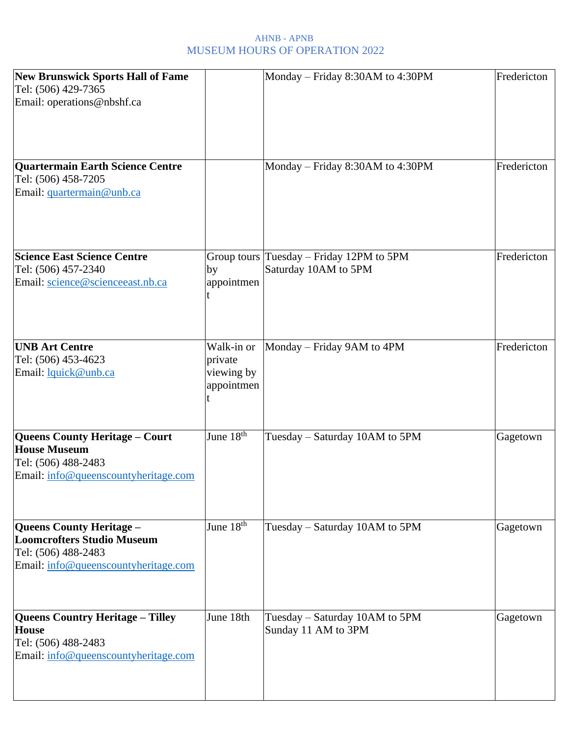AHNB - APNB
MUSEUM HOURS OF OPERATION 2022

| | | | |
|---|---|---|---|
| **New Brunswick Sports Hall of Fame**<br>Tel: (506) 429-7365<br>Email: operations@nbshf.ca | | Monday – Friday 8:30AM to 4:30PM | Fredericton |
| **Quartermain Earth Science Centre**<br>Tel: (506) 458-7205<br>Email: quartermain@unb.ca | | Monday – Friday 8:30AM to 4:30PM | Fredericton |
| **Science East Science Centre**<br>Tel: (506) 457-2340<br>Email: science@scienceeast.nb.ca | Group tours by appointment | Tuesday – Friday 12PM to 5PM<br>Saturday 10AM to 5PM | Fredericton |
| **UNB Art Centre**<br>Tel: (506) 453-4623<br>Email: lquick@unb.ca | Walk-in or private viewing by appointment | Monday – Friday 9AM to 4PM | Fredericton |
| **Queens County Heritage – Court House Museum**<br>Tel: (506) 488-2483<br>Email: info@queenscountyheritage.com | June 18th | Tuesday – Saturday 10AM to 5PM | Gagetown |
| **Queens County Heritage – Loomcrofters Studio Museum**<br>Tel: (506) 488-2483<br>Email: info@queenscountyheritage.com | June 18th | Tuesday – Saturday 10AM to 5PM | Gagetown |
| **Queens Country Heritage – Tilley House**<br>Tel: (506) 488-2483<br>Email: info@queenscountyheritage.com | June 18th | Tuesday – Saturday 10AM to 5PM<br>Sunday 11 AM to 3PM | Gagetown |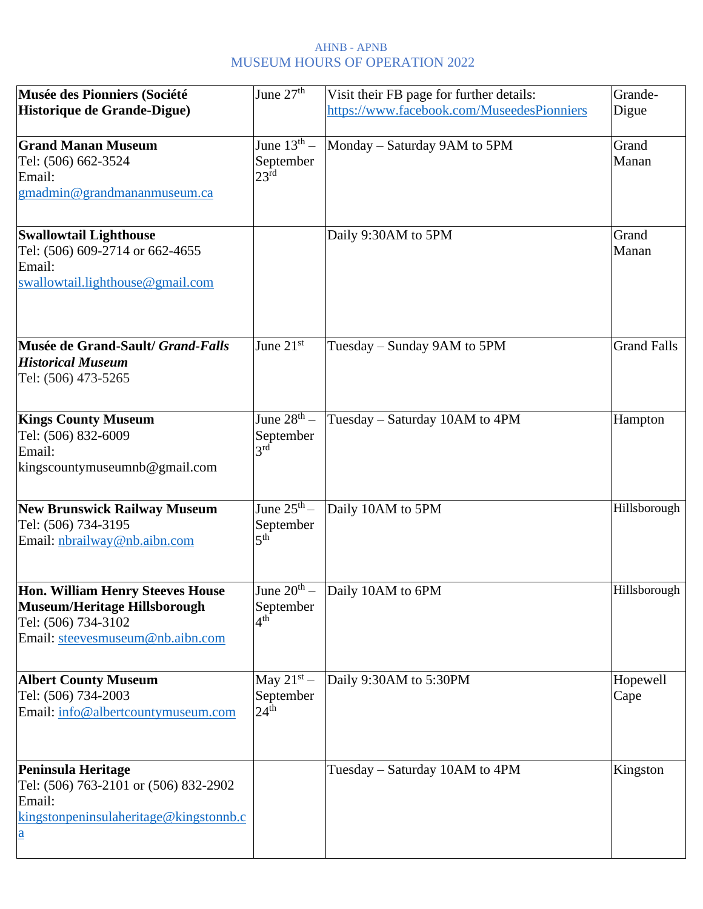AHNB - APNB
MUSEUM HOURS OF OPERATION 2022

| | | | |
|---|---|---|---|
| **Musée des Pionniers (Société Historique de Grande-Digue)** | June 27th | Visit their FB page for further details: https://www.facebook.com/MuseedesPionniers | Grande-Digue |
| **Grand Manan Museum**<br>Tel: (506) 662-3524<br>Email: gmadmin@grandmananmuseum.ca | June 13th – September 23rd | Monday – Saturday 9AM to 5PM | Grand Manan |
| **Swallowtail Lighthouse**<br>Tel: (506) 609-2714 or 662-4655<br>Email: swallowtail.lighthouse@gmail.com | | Daily 9:30AM to 5PM | Grand Manan |
| **Musée de Grand-Sault/ *Grand-Falls Historical Museum***<br>Tel: (506) 473-5265 | June 21st | Tuesday – Sunday 9AM to 5PM | Grand Falls |
| **Kings County Museum**<br>Tel: (506) 832-6009<br>Email: kingscountymuseumnb@gmail.com | June 28th – September 3rd | Tuesday – Saturday 10AM to 4PM | Hampton |
| **New Brunswick Railway Museum**<br>Tel: (506) 734-3195<br>Email: nbrailway@nb.aibn.com | June 25th – September 5th | Daily 10AM to 5PM | Hillsborough |
| **Hon. William Henry Steeves House Museum/Heritage Hillsborough**<br>Tel: (506) 734-3102<br>Email: steevesmuseum@nb.aibn.com | June 20th – September 4th | Daily 10AM to 6PM | Hillsborough |
| **Albert County Museum**<br>Tel: (506) 734-2003<br>Email: info@albertcountymuseum.com | May 21st – September 24th | Daily 9:30AM to 5:30PM | Hopewell Cape |
| **Peninsula Heritage**<br>Tel: (506) 763-2101 or (506) 832-2902<br>Email: kingstonpeninsulaheritage@kingstonnb.ca | | Tuesday – Saturday 10AM to 4PM | Kingston |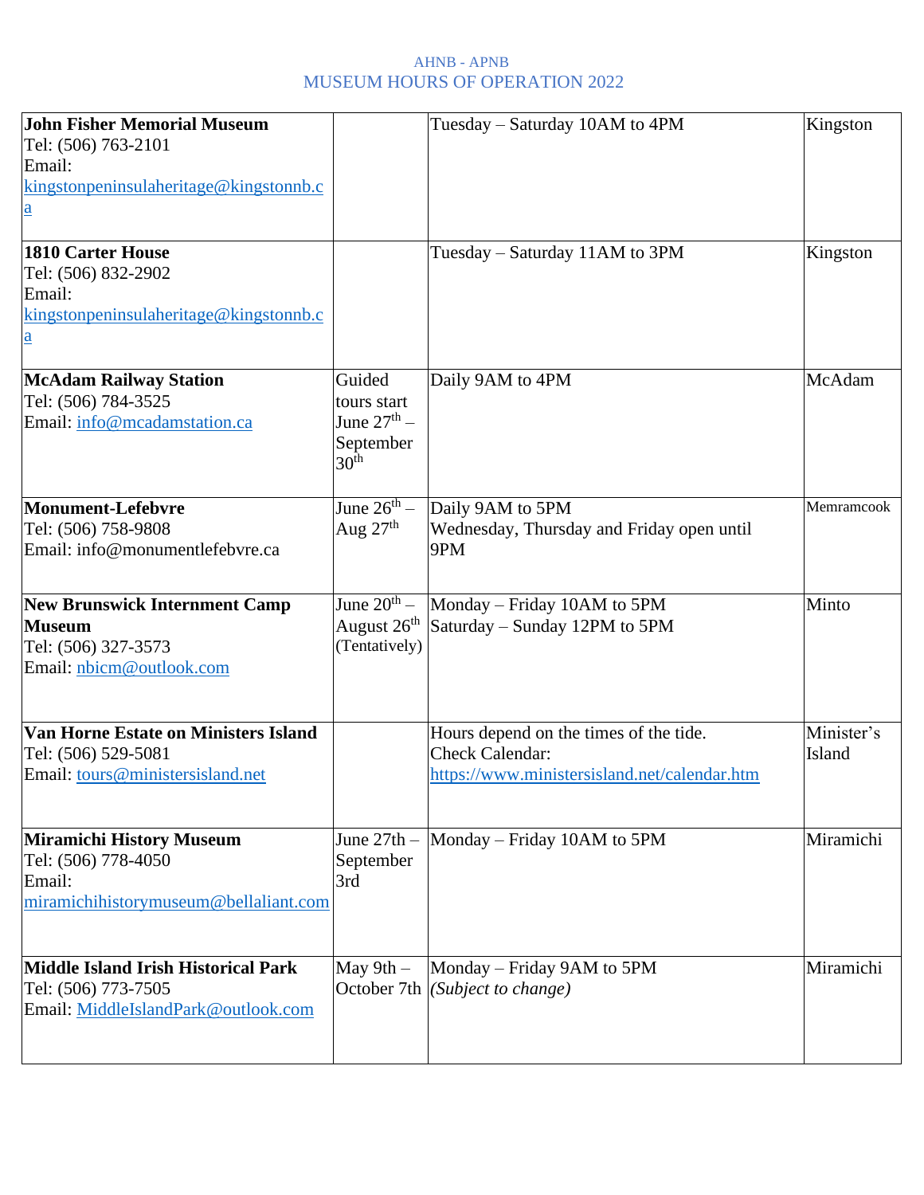AHNB - APNB
MUSEUM HOURS OF OPERATION 2022

| | | | |
|---|---|---|---|
| **John Fisher Memorial Museum**<br>Tel: (506) 763-2101<br>Email: kingstonpeninsulaheritage@kingstonnb.ca | | Tuesday – Saturday 10AM to 4PM | Kingston |
| **1810 Carter House**<br>Tel: (506) 832-2902<br>Email: kingstonpeninsulaheritage@kingstonnb.ca | | Tuesday – Saturday 11AM to 3PM | Kingston |
| **McAdam Railway Station**<br>Tel: (506) 784-3525<br>Email: info@mcadamstation.ca | Guided tours start June 27th – September 30th | Daily 9AM to 4PM | McAdam |
| **Monument-Lefebvre**<br>Tel: (506) 758-9808<br>Email: info@monumentlefebvre.ca | June 26th – Aug 27th | Daily 9AM to 5PM<br>Wednesday, Thursday and Friday open until 9PM | Memramcook |
| **New Brunswick Internment Camp Museum**<br>Tel: (506) 327-3573<br>Email: nbicm@outlook.com | June 20th – August 26th (Tentatively) | Monday – Friday 10AM to 5PM<br>Saturday – Sunday 12PM to 5PM | Minto |
| **Van Horne Estate on Ministers Island**<br>Tel: (506) 529-5081<br>Email: tours@ministersisland.net | | Hours depend on the times of the tide.<br>Check Calendar:<br>https://www.ministersisland.net/calendar.htm | Minister's Island |
| **Miramichi History Museum**<br>Tel: (506) 778-4050<br>Email: miramichihistorymuseum@bellaliant.com | June 27th – September 3rd | Monday – Friday 10AM to 5PM | Miramichi |
| **Middle Island Irish Historical Park**<br>Tel: (506) 773-7505<br>Email: MiddleIslandPark@outlook.com | May 9th – October 7th | Monday – Friday 9AM to 5PM<br>*(Subject to change)* | Miramichi |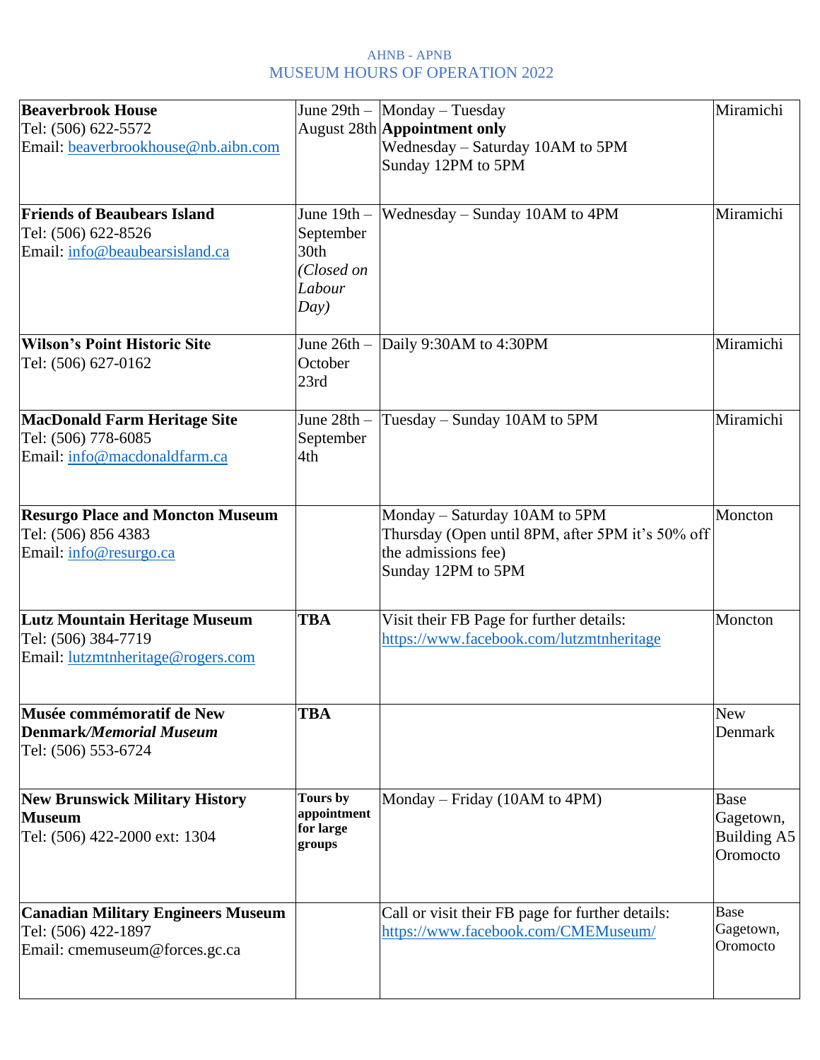AHNB - APNB

MUSEUM HOURS OF OPERATION 2022

| | | | |
|---|---|---|---|
| **Beaverbrook House**<br>Tel: (506) 622-5572<br>Email: beaverbrookhouse@nb.aibn.com | June 29th – August 28th | Monday – Tuesday<br>**Appointment only**<br>Wednesday – Saturday 10AM to 5PM<br>Sunday 12PM to 5PM | Miramichi |
| **Friends of Beaubears Island**<br>Tel: (506) 622-8526<br>Email: info@beaubearsisland.ca | June 19th – September 30th *(Closed on Labour Day)* | Wednesday – Sunday 10AM to 4PM | Miramichi |
| **Wilson's Point Historic Site**<br>Tel: (506) 627-0162 | June 26th – October 23rd | Daily 9:30AM to 4:30PM | Miramichi |
| **MacDonald Farm Heritage Site**<br>Tel: (506) 778-6085<br>Email: info@macdonaldfarm.ca | June 28th – September 4th | Tuesday – Sunday 10AM to 5PM | Miramichi |
| **Resurgo Place and Moncton Museum**<br>Tel: (506) 856 4383<br>Email: info@resurgo.ca | | Monday – Saturday 10AM to 5PM<br>Thursday (Open until 8PM, after 5PM it's 50% off the admissions fee)<br>Sunday 12PM to 5PM | Moncton |
| **Lutz Mountain Heritage Museum**<br>Tel: (506) 384-7719<br>Email: lutzmtnheritage@rogers.com | **TBA** | Visit their FB Page for further details:<br>https://www.facebook.com/lutzmtnheritage | Moncton |
| **Musée commémoratif de New Denmark/*Memorial Museum***<br>Tel: (506) 553-6724 | **TBA** | | New Denmark |
| **New Brunswick Military History Museum**<br>Tel: (506) 422-2000 ext: 1304 | **Tours by appointment for large groups** | Monday – Friday (10AM to 4PM) | Base Gagetown, Building A5 Oromocto |
| **Canadian Military Engineers Museum**<br>Tel: (506) 422-1897<br>Email: cmemuseum@forces.gc.ca | | Call or visit their FB page for further details:<br>https://www.facebook.com/CMEMuseum/ | Base Gagetown, Oromocto |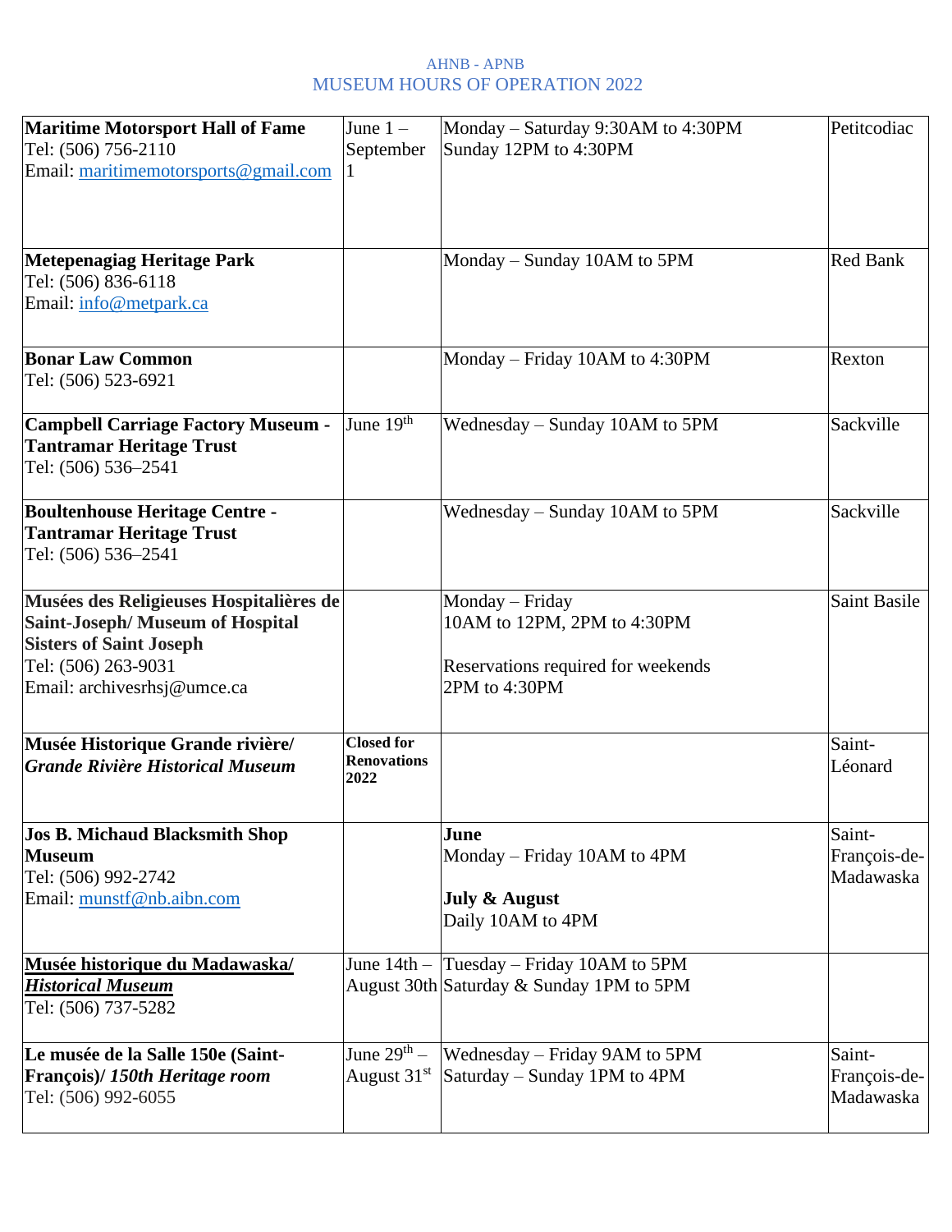AHNB - APNB

MUSEUM HOURS OF OPERATION 2022

| | | | |
|---|---|---|---|
| **Maritime Motorsport Hall of Fame**<br>Tel: (506) 756-2110<br>Email: maritimemotorsports@gmail.com | June 1 – September 1 | Monday – Saturday 9:30AM to 4:30PM<br>Sunday 12PM to 4:30PM | Petitcodiac |
| **Metepenagiag Heritage Park**<br>Tel: (506) 836-6118<br>Email: info@metpark.ca | | Monday – Sunday 10AM to 5PM | Red Bank |
| **Bonar Law Common**<br>Tel: (506) 523-6921 | | Monday – Friday 10AM to 4:30PM | Rexton |
| **Campbell Carriage Factory Museum - Tantramar Heritage Trust**<br>Tel: (506) 536–2541 | June 19th | Wednesday – Sunday 10AM to 5PM | Sackville |
| **Boultenhouse Heritage Centre - Tantramar Heritage Trust**<br>Tel: (506) 536–2541 | | Wednesday – Sunday 10AM to 5PM | Sackville |
| **Musées des Religieuses Hospitalières de Saint-Joseph/ Museum of Hospital Sisters of Saint Joseph**<br>Tel: (506) 263-9031<br>Email: archivesrhsj@umce.ca | | Monday – Friday<br>10AM to 12PM, 2PM to 4:30PM<br><br>Reservations required for weekends<br>2PM to 4:30PM | Saint Basile |
| **Musée Historique Grande rivière/ *Grande Rivière Historical Museum*** | **Closed for Renovations 2022** | | Saint-Léonard |
| **Jos B. Michaud Blacksmith Shop Museum**<br>Tel: (506) 992-2742<br>Email: munstf@nb.aibn.com | | **June**<br>Monday – Friday 10AM to 4PM<br><br>**July & August**<br>Daily 10AM to 4PM | Saint-François-de-Madawaska |
| **Musée historique du Madawaska/ *Historical Museum***<br>Tel: (506) 737-5282 | June 14th – August 30th | Tuesday – Friday 10AM to 5PM<br>Saturday & Sunday 1PM to 5PM | |
| **Le musée de la Salle 150e (Saint-François)/ *150th Heritage room***<br>Tel: (506) 992-6055 | June 29th – August 31st | Wednesday – Friday 9AM to 5PM<br>Saturday – Sunday 1PM to 4PM | Saint-François-de-Madawaska |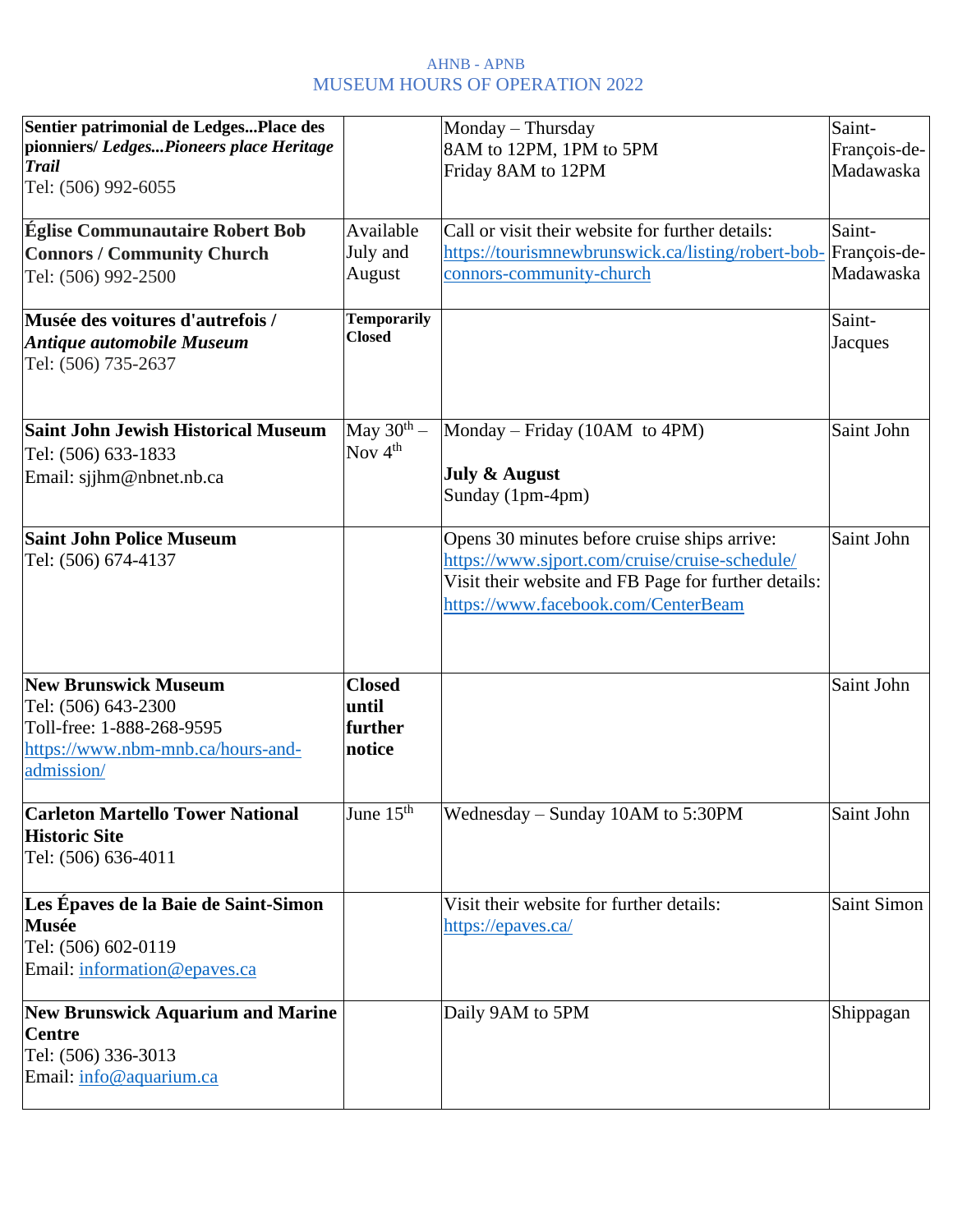AHNB - APNB
MUSEUM HOURS OF OPERATION 2022

| | | | |
|---|---|---|---|
| **Sentier patrimonial de Ledges...Place des pionniers/ *Ledges...Pioneers place Heritage Trail*** Tel: (506) 992-6055 | | Monday – Thursday 8AM to 12PM, 1PM to 5PM Friday 8AM to 12PM | Saint-François-de-Madawaska |
| **Église Communautaire Robert Bob Connors / Community Church** Tel: (506) 992-2500 | Available July and August | Call or visit their website for further details: https://tourismnewbrunswick.ca/listing/robert-bob-connors-community-church | Saint-François-de-Madawaska |
| **Musée des voitures d'autrefois / *Antique automobile Museum*** Tel: (506) 735-2637 | **Temporarily Closed** | | Saint-Jacques |
| **Saint John Jewish Historical Museum** Tel: (506) 633-1833 Email: sjjhm@nbnet.nb.ca | May 30th – Nov 4th | Monday – Friday (10AM to 4PM) **July & August** Sunday (1pm-4pm) | Saint John |
| **Saint John Police Museum** Tel: (506) 674-4137 | | Opens 30 minutes before cruise ships arrive: https://www.sjport.com/cruise/cruise-schedule/ Visit their website and FB Page for further details: https://www.facebook.com/CenterBeam | Saint John |
| **New Brunswick Museum** Tel: (506) 643-2300 Toll-free: 1-888-268-9595 https://www.nbm-mnb.ca/hours-and-admission/ | **Closed until further notice** | | Saint John |
| **Carleton Martello Tower National Historic Site** Tel: (506) 636-4011 | June 15th | Wednesday – Sunday 10AM to 5:30PM | Saint John |
| **Les Épaves de la Baie de Saint-Simon Musée** Tel: (506) 602-0119 Email: information@epaves.ca | | Visit their website for further details: https://epaves.ca/ | Saint Simon |
| **New Brunswick Aquarium and Marine Centre** Tel: (506) 336-3013 Email: info@aquarium.ca | | Daily 9AM to 5PM | Shippagan |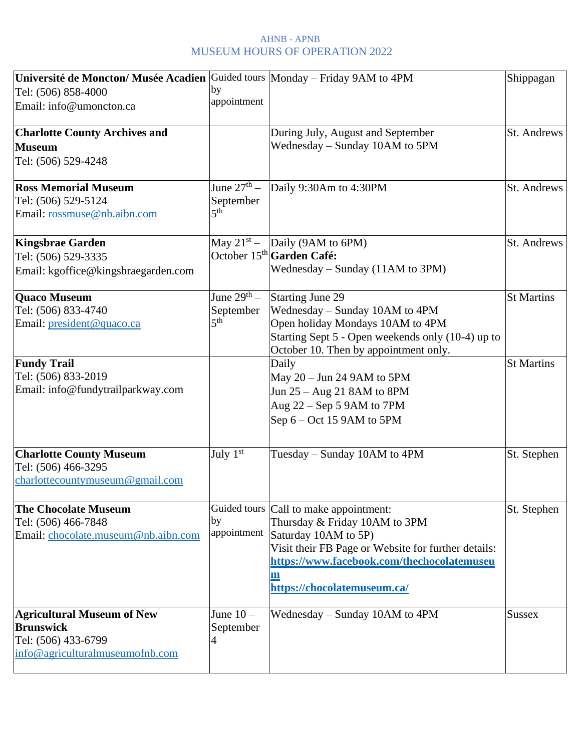AHNB - APNB

MUSEUM HOURS OF OPERATION 2022

| | | | |
|---|---|---|---|
| **Université de Moncton/ Musée Acadien**<br>Tel: (506) 858-4000<br>Email: info@umoncton.ca | Guided tours by appointment | Monday – Friday 9AM to 4PM | Shippagan |
| **Charlotte County Archives and Museum**<br>Tel: (506) 529-4248 | | During July, August and September<br>Wednesday – Sunday 10AM to 5PM | St. Andrews |
| **Ross Memorial Museum**<br>Tel: (506) 529-5124<br>Email: rossmuse@nb.aibn.com | June 27th – September 5th | Daily 9:30Am to 4:30PM | St. Andrews |
| **Kingsbrae Garden**<br>Tel: (506) 529-3335<br>Email: kgoffice@kingsbraegarden.com | May 21st – October 15th | Daily (9AM to 6PM)<br>**Garden Café:**<br>Wednesday – Sunday (11AM to 3PM) | St. Andrews |
| **Quaco Museum**<br>Tel: (506) 833-4740<br>Email: president@quaco.ca | June 29th – September 5th | Starting June 29<br>Wednesday – Sunday 10AM to 4PM<br>Open holiday Mondays 10AM to 4PM<br>Starting Sept 5 - Open weekends only (10-4) up to October 10. Then by appointment only. | St Martins |
| **Fundy Trail**<br>Tel: (506) 833-2019<br>Email: info@fundytrailparkway.com | | Daily<br>May 20 – Jun 24 9AM to 5PM<br>Jun 25 – Aug 21 8AM to 8PM<br>Aug 22 – Sep 5 9AM to 7PM<br>Sep 6 – Oct 15 9AM to 5PM | St Martins |
| **Charlotte County Museum**<br>Tel: (506) 466-3295<br>charlottecountymuseum@gmail.com | July 1st | Tuesday – Sunday 10AM to 4PM | St. Stephen |
| **The Chocolate Museum**<br>Tel: (506) 466-7848<br>Email: chocolate.museum@nb.aibn.com | Guided tours by appointment | Call to make appointment:<br>Thursday & Friday 10AM to 3PM<br>Saturday 10AM to 5P)<br>Visit their FB Page or Website for further details:<br>**https://www.facebook.com/thechocolatemuseum**<br>**https://chocolatemuseum.ca/** | St. Stephen |
| **Agricultural Museum of New Brunswick**<br>Tel: (506) 433-6799<br>info@agriculturalmuseumofnb.com | June 10 – September 4 | Wednesday – Sunday 10AM to 4PM | Sussex |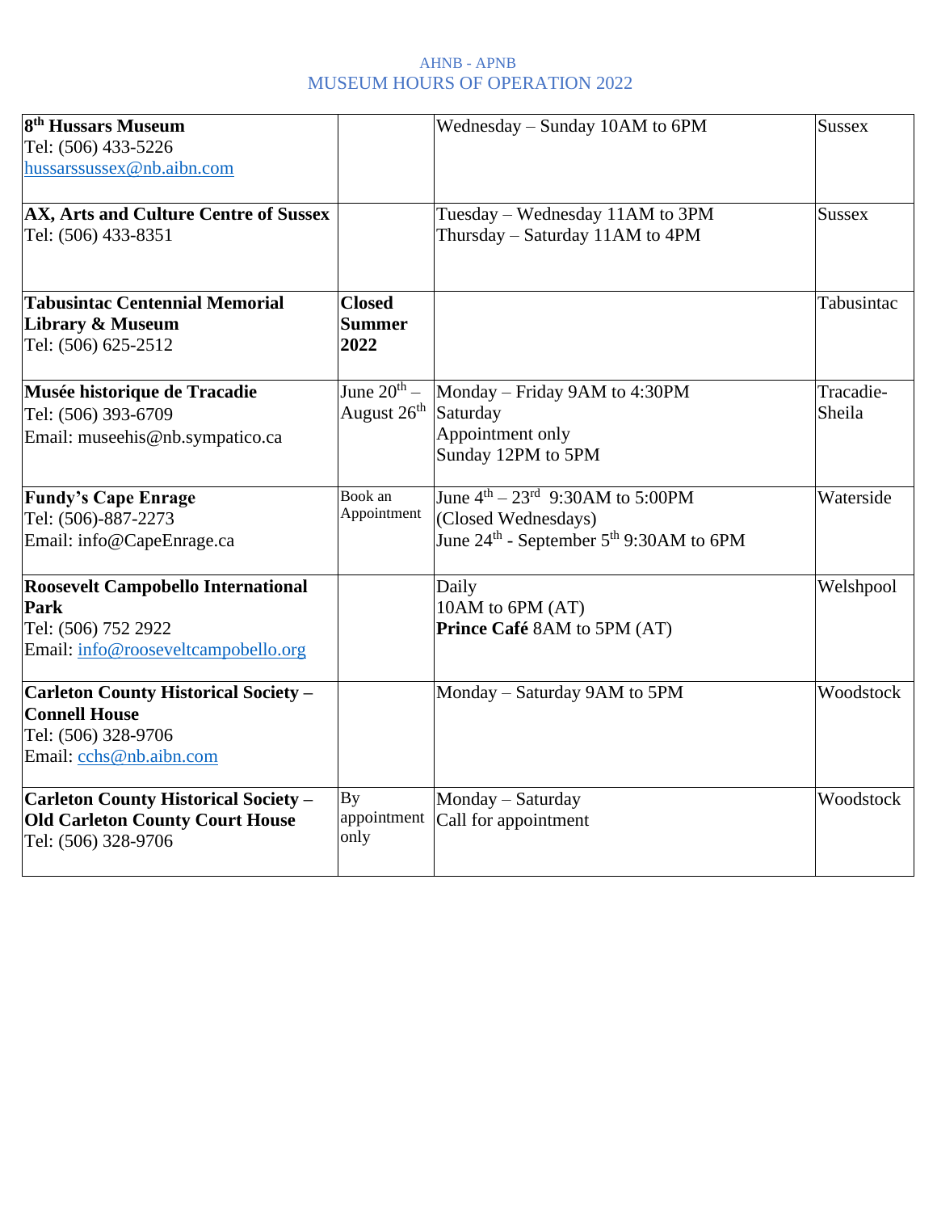AHNB - APNB
MUSEUM HOURS OF OPERATION 2022

| | | | |
|---|---|---|---|
| **8th Hussars Museum**<br>Tel: (506) 433-5226<br>hussarssussex@nb.aibn.com | | Wednesday – Sunday 10AM to 6PM | Sussex |
| **AX, Arts and Culture Centre of Sussex**<br>Tel: (506) 433-8351 | | Tuesday – Wednesday 11AM to 3PM<br>Thursday – Saturday 11AM to 4PM | Sussex |
| **Tabusintac Centennial Memorial Library & Museum**<br>Tel: (506) 625-2512 | **Closed Summer 2022** | | Tabusintac |
| **Musée historique de Tracadie**<br>Tel: (506) 393-6709<br>Email: museehis@nb.sympatico.ca | June 20th – August 26th | Monday – Friday 9AM to 4:30PM<br>Saturday<br>Appointment only<br>Sunday 12PM to 5PM | Tracadie-Sheila |
| **Fundy's Cape Enrage**<br>Tel: (506)-887-2273<br>Email: info@CapeEnrage.ca | Book an Appointment | June 4th – 23rd 9:30AM to 5:00PM<br>(Closed Wednesdays)<br>June 24th - September 5th 9:30AM to 6PM | Waterside |
| **Roosevelt Campobello International Park**<br>Tel: (506) 752 2922<br>Email: info@rooseveltcampobello.org | | Daily<br>10AM to 6PM (AT)<br>**Prince Café** 8AM to 5PM (AT) | Welshpool |
| **Carleton County Historical Society – Connell House**<br>Tel: (506) 328-9706<br>Email: cchs@nb.aibn.com | | Monday – Saturday 9AM to 5PM | Woodstock |
| **Carleton County Historical Society – Old Carleton County Court House**<br>Tel: (506) 328-9706 | By appointment only | Monday – Saturday<br>Call for appointment | Woodstock |